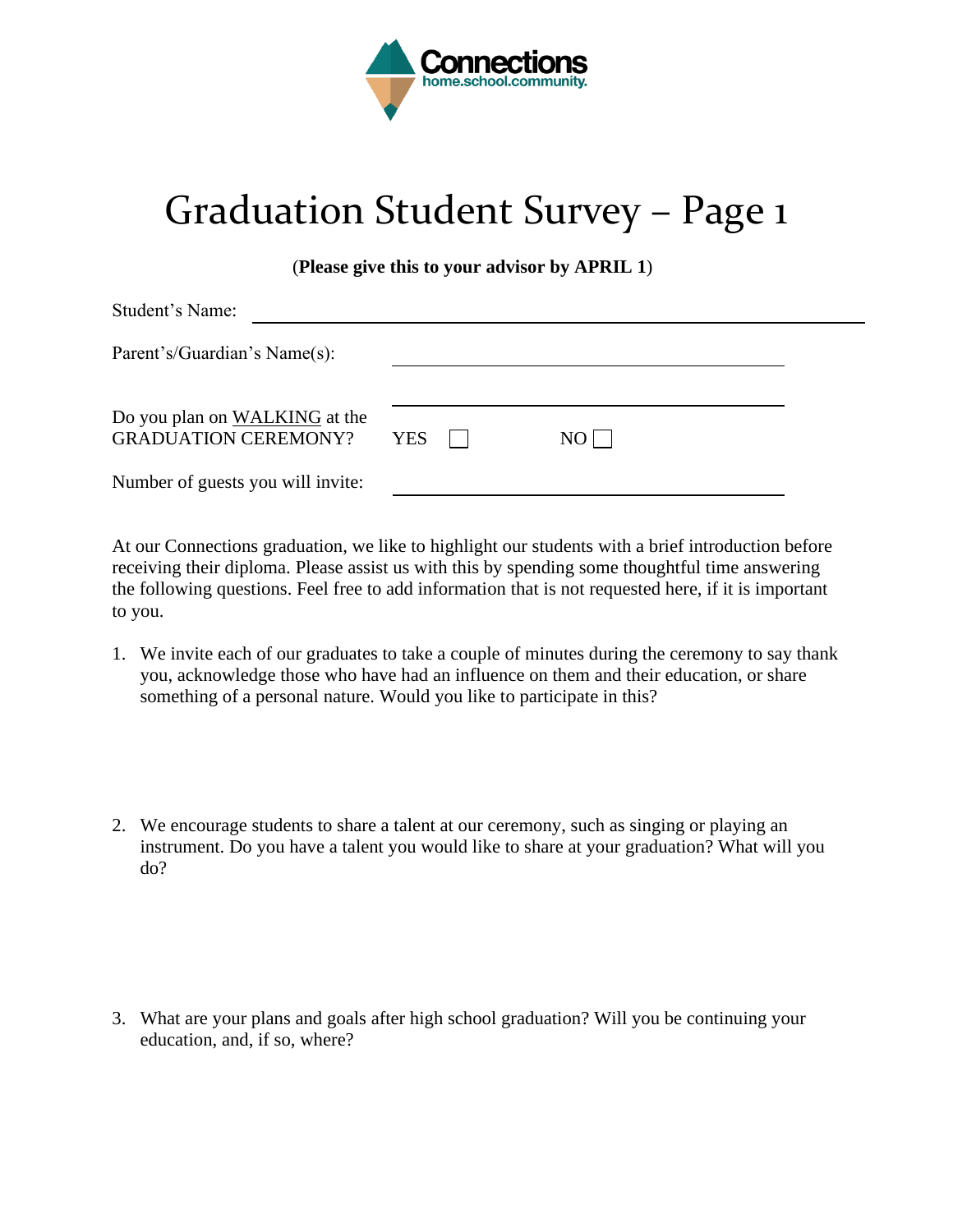Connections
home.school.community.

# Graduation Student Survey – Page 1

(**Please give this to your advisor by APRIL 1**)

Student's Name: ______________________________

Parent's/Guardian's Name(s): ______________________________

______________________________

Do you plan on WALKING at the GRADUATION CEREMONY? YES ☐ NO ☐

Number of guests you will invite: ______________________________

At our Connections graduation, we like to highlight our students with a brief introduction before receiving their diploma. Please assist us with this by spending some thoughtful time answering the following questions. Feel free to add information that is not requested here, if it is important to you.

1. We invite each of our graduates to take a couple of minutes during the ceremony to say thank you, acknowledge those who have had an influence on them and their education, or share something of a personal nature. Would you like to participate in this?

2. We encourage students to share a talent at our ceremony, such as singing or playing an instrument. Do you have a talent you would like to share at your graduation? What will you do?

3. What are your plans and goals after high school graduation? Will you be continuing your education, and, if so, where?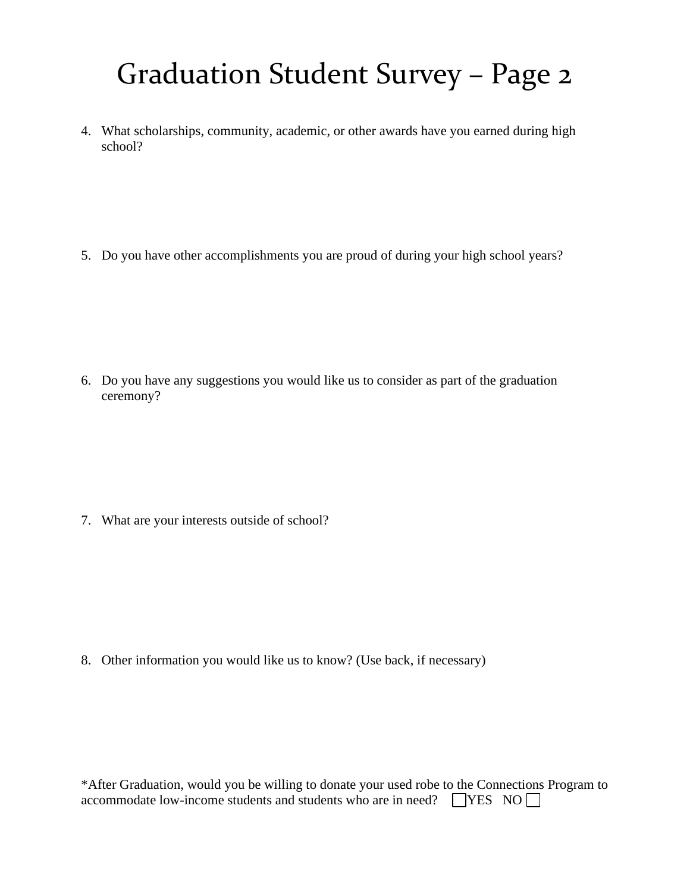# Graduation Student Survey – Page 2

4. What scholarships, community, academic, or other awards have you earned during high school?

5. Do you have other accomplishments you are proud of during your high school years?

6. Do you have any suggestions you would like us to consider as part of the graduation ceremony?

7. What are your interests outside of school?

8. Other information you would like us to know? (Use back, if necessary)

*After Graduation, would you be willing to donate your used robe to the Connections Program to accommodate low-income students and students who are in need? ☐ YES NO ☐